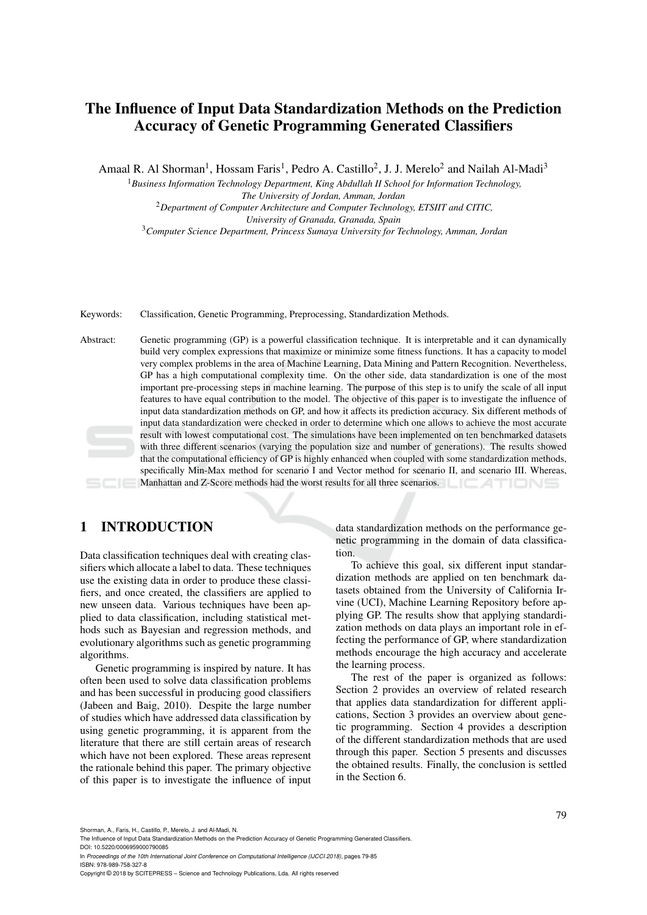# The Influence of Input Data Standardization Methods on the Prediction Accuracy of Genetic Programming Generated Classifiers

Amaal R. Al Shorman[1], Hossam Faris[1], Pedro A. Castillo[2], J. J. Merelo[2] and Nailah Al-Madi[3]

[1]*Business Information Technology Department, King Abdullah II School for Information Technology, The University of Jordan, Amman, Jordan*

[2]*Department of Computer Architecture and Computer Technology, ETSIIT and CITIC, University of Granada, Granada, Spain*

[3]*Computer Science Department, Princess Sumaya University for Technology, Amman, Jordan*

Keywords: Classification, Genetic Programming, Preprocessing, Standardization Methods.

Abstract: Genetic programming (GP) is a powerful classification technique. It is interpretable and it can dynamically build very complex expressions that maximize or minimize some fitness functions. It has a capacity to model very complex problems in the area of Machine Learning, Data Mining and Pattern Recognition. Nevertheless, GP has a high computational complexity time. On the other side, data standardization is one of the most important pre-processing steps in machine learning. The purpose of this step is to unify the scale of all input features to have equal contribution to the model. The objective of this paper is to investigate the influence of input data standardization methods on GP, and how it affects its prediction accuracy. Six different methods of input data standardization were checked in order to determine which one allows to achieve the most accurate result with lowest computational cost. The simulations have been implemented on ten benchmarked datasets with three different scenarios (varying the population size and number of generations). The results showed that the computational efficiency of GP is highly enhanced when coupled with some standardization methods, specifically Min-Max method for scenario I and Vector method for scenario II, and scenario III. Whereas, Manhattan and Z-Score methods had the worst results for all three scenarios.

## 1 INTRODUCTION

Data classification techniques deal with creating classifiers which allocate a label to data. These techniques use the existing data in order to produce these classifiers, and once created, the classifiers are applied to new unseen data. Various techniques have been applied to data classification, including statistical methods such as Bayesian and regression methods, and evolutionary algorithms such as genetic programming algorithms.

Genetic programming is inspired by nature. It has often been used to solve data classification problems and has been successful in producing good classifiers (Jabeen and Baig, 2010). Despite the large number of studies which have addressed data classification by using genetic programming, it is apparent from the literature that there are still certain areas of research which have not been explored. These areas represent the rationale behind this paper. The primary objective of this paper is to investigate the influence of input data standardization methods on the performance genetic programming in the domain of data classification.

To achieve this goal, six different input standardization methods are applied on ten benchmark datasets obtained from the University of California Irvine (UCI), Machine Learning Repository before applying GP. The results show that applying standardization methods on data plays an important role in effecting the performance of GP, where standardization methods encourage the high accuracy and accelerate the learning process.

The rest of the paper is organized as follows: Section 2 provides an overview of related research that applies data standardization for different applications, Section 3 provides an overview about genetic programming. Section 4 provides a description of the different standardization methods that are used through this paper. Section 5 presents and discusses the obtained results. Finally, the conclusion is settled in the Section 6.

Shorman, A., Faris, H., Castillo, P., Merelo, J. and Al-Madi, N.
The Influence of Input Data Standardization Methods on the Prediction Accuracy of Genetic Programming Generated Classifiers.
DOI: 10.5220/0006959000790085
In *Proceedings of the 10th International Joint Conference on Computational Intelligence (IJCCI 2018)*, pages 79-85
ISBN: 978-989-758-327-8
Copyright © 2018 by SCITEPRESS – Science and Technology Publications, Lda. All rights reserved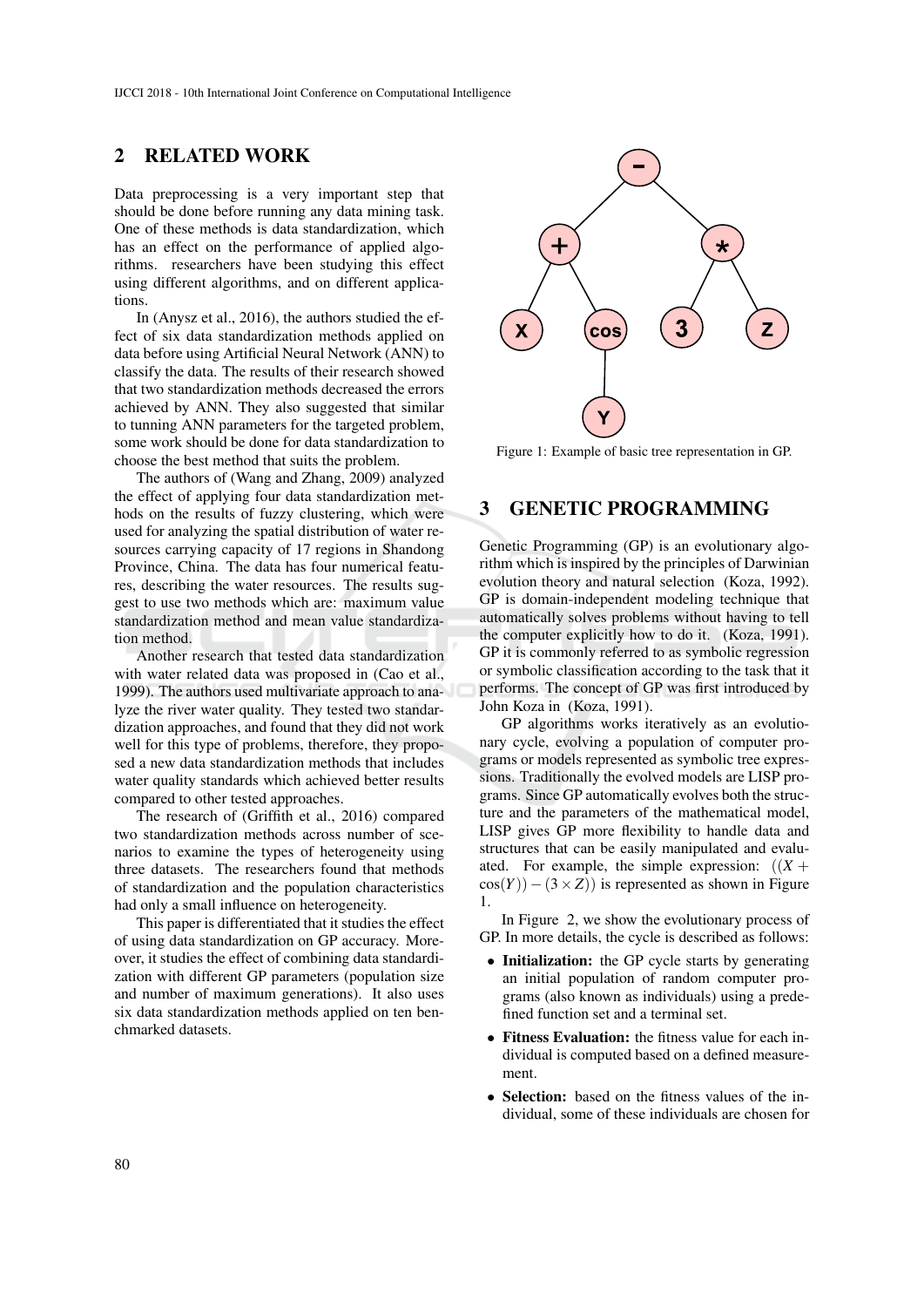## 2 RELATED WORK

Data preprocessing is a very important step that should be done before running any data mining task. One of these methods is data standardization, which has an effect on the performance of applied algorithms. researchers have been studying this effect using different algorithms, and on different applications.

In (Anysz et al., 2016), the authors studied the effect of six data standardization methods applied on data before using Artificial Neural Network (ANN) to classify the data. The results of their research showed that two standardization methods decreased the errors achieved by ANN. They also suggested that similar to tunning ANN parameters for the targeted problem, some work should be done for data standardization to choose the best method that suits the problem.

The authors of (Wang and Zhang, 2009) analyzed the effect of applying four data standardization methods on the results of fuzzy clustering, which were used for analyzing the spatial distribution of water resources carrying capacity of 17 regions in Shandong Province, China. The data has four numerical features, describing the water resources. The results suggest to use two methods which are: maximum value standardization method and mean value standardization method.

Another research that tested data standardization with water related data was proposed in (Cao et al., 1999). The authors used multivariate approach to analyze the river water quality. They tested two standardization approaches, and found that they did not work well for this type of problems, therefore, they proposed a new data standardization methods that includes water quality standards which achieved better results compared to other tested approaches.

The research of (Griffith et al., 2016) compared two standardization methods across number of scenarios to examine the types of heterogeneity using three datasets. The researchers found that methods of standardization and the population characteristics had only a small influence on heterogeneity.

This paper is differentiated that it studies the effect of using data standardization on GP accuracy. Moreover, it studies the effect of combining data standardization with different GP parameters (population size and number of maximum generations). It also uses six data standardization methods applied on ten benchmarked datasets.

Figure 1: Example of basic tree representation in GP.

## 3 GENETIC PROGRAMMING

Genetic Programming (GP) is an evolutionary algorithm which is inspired by the principles of Darwinian evolution theory and natural selection (Koza, 1992). GP is domain-independent modeling technique that automatically solves problems without having to tell the computer explicitly how to do it. (Koza, 1991). GP it is commonly referred to as symbolic regression or symbolic classification according to the task that it performs. The concept of GP was first introduced by John Koza in (Koza, 1991).

GP algorithms works iteratively as an evolutionary cycle, evolving a population of computer programs or models represented as symbolic tree expressions. Traditionally the evolved models are LISP programs. Since GP automatically evolves both the structure and the parameters of the mathematical model, LISP gives GP more flexibility to handle data and structures that can be easily manipulated and evaluated. For example, the simple expression: $((X + \cos(Y)) - (3 \times Z))$ is represented as shown in Figure 1.

In Figure 2, we show the evolutionary process of GP. In more details, the cycle is described as follows:

- **Initialization:** the GP cycle starts by generating an initial population of random computer programs (also known as individuals) using a predefined function set and a terminal set.
- **Fitness Evaluation:** the fitness value for each individual is computed based on a defined measurement.
- **Selection:** based on the fitness values of the individual, some of these individuals are chosen for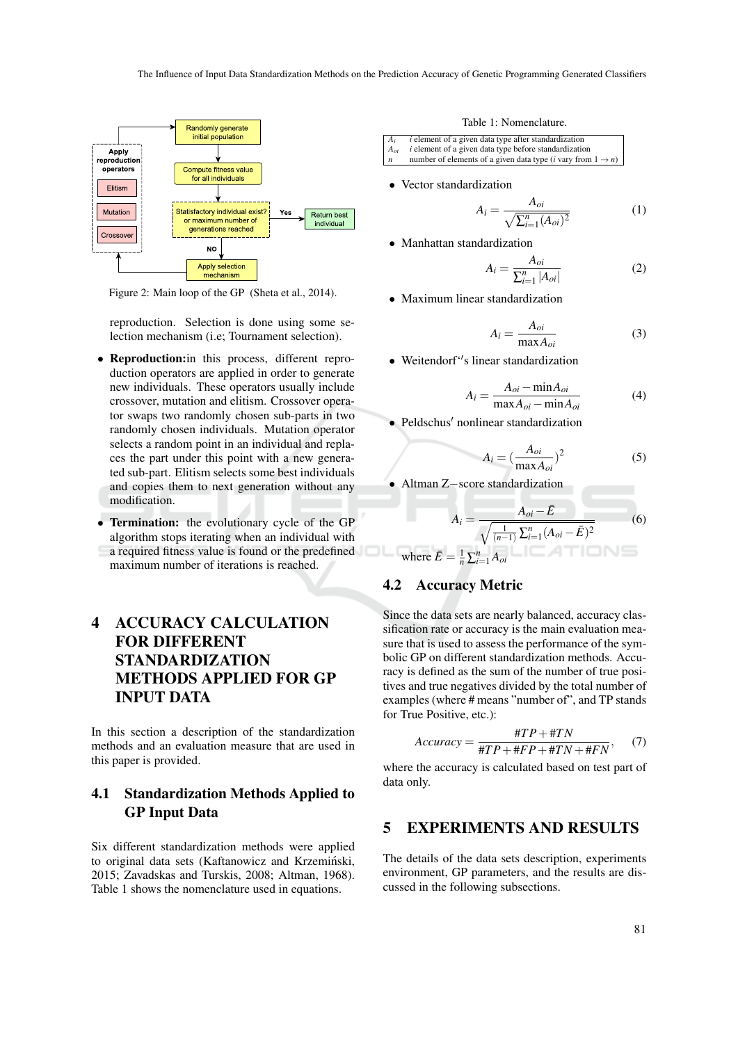Figure 2: Main loop of the GP (Sheta et al., 2014).

reproduction. Selection is done using some selection mechanism (i.e; Tournament selection).

- **Reproduction:** in this process, different reproduction operators are applied in order to generate new individuals. These operators usually include crossover, mutation and elitism. Crossover operator swaps two randomly chosen sub-parts in two randomly chosen individuals. Mutation operator selects a random point in an individual and replaces the part under this point with a new generated sub-part. Elitism selects some best individuals and copies them to next generation without any modification.
- **Termination:** the evolutionary cycle of the GP algorithm stops iterating when an individual with a required fitness value is found or the predefined maximum number of iterations is reached.

# 4 ACCURACY CALCULATION FOR DIFFERENT STANDARDIZATION METHODS APPLIED FOR GP INPUT DATA

In this section a description of the standardization methods and an evaluation measure that are used in this paper is provided.

## 4.1 Standardization Methods Applied to GP Input Data

Six different standardization methods were applied to original data sets (Kaftanowicz and Krzemiński, 2015; Zavadskas and Turskis, 2008; Altman, 1968). Table 1 shows the nomenclature used in equations.

Table 1: Nomenclature.

| | |
|---|---|
| $A_i$ | $i$ element of a given data type after standardization |
| $A_{oi}$ | $i$ element of a given data type before standardization |
| $n$ | number of elements of a given data type ($i$ vary from $1 \to n$) |

- Vector standardization

$$A_i = \frac{A_{oi}}{\sqrt{\sum_{i=1}^{n}(A_{oi})^2}} \tag{1}$$

- Manhattan standardization

$$A_i = \frac{A_{oi}}{\sum_{i=1}^{n}|A_{oi}|} \tag{2}$$

- Maximum linear standardization

$$A_i = \frac{A_{oi}}{\max A_{oi}} \tag{3}$$

- Weitendorf''s linear standardization

$$A_i = \frac{A_{oi} - \min A_{oi}}{\max A_{oi} - \min A_{oi}} \tag{4}$$

- Peldschus′ nonlinear standardization

$$A_i = (\frac{A_{oi}}{\max A_{oi}})^2 \tag{5}$$

- Altman Z−score standardization

$$A_i = \frac{A_{oi} - \bar{E}}{\sqrt{\frac{1}{(n-1)}\sum_{i=1}^{n}(A_{oi} - \bar{E})^2}}, \tag{6}$$

where $\bar{E} = \frac{1}{n}\sum_{i=1}^{n} A_{oi}$

## 4.2 Accuracy Metric

Since the data sets are nearly balanced, accuracy classification rate or accuracy is the main evaluation measure that is used to assess the performance of the symbolic GP on different standardization methods. Accuracy is defined as the sum of the number of true positives and true negatives divided by the total number of examples (where # means "number of", and TP stands for True Positive, etc.):

$$Accuracy = \frac{\#TP + \#TN}{\#TP + \#FP + \#TN + \#FN}, \tag{7}$$

where the accuracy is calculated based on test part of data only.

# 5 EXPERIMENTS AND RESULTS

The details of the data sets description, experiments environment, GP parameters, and the results are discussed in the following subsections.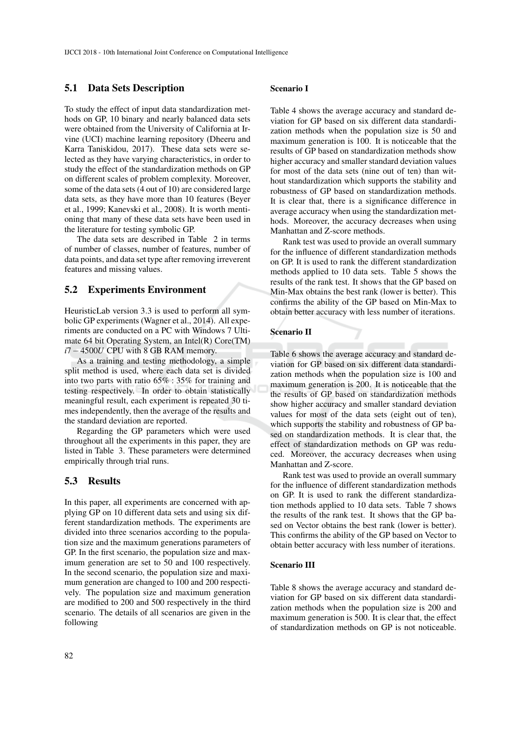## 5.1 Data Sets Description

To study the effect of input data standardization methods on GP, 10 binary and nearly balanced data sets were obtained from the University of California at Irvine (UCI) machine learning repository (Dheeru and Karra Taniskidou, 2017). These data sets were selected as they have varying characteristics, in order to study the effect of the standardization methods on GP on different scales of problem complexity. Moreover, some of the data sets (4 out of 10) are considered large data sets, as they have more than 10 features (Beyer et al., 1999; Kanevski et al., 2008). It is worth mentioning that many of these data sets have been used in the literature for testing symbolic GP.

The data sets are described in Table 2 in terms of number of classes, number of features, number of data points, and data set type after removing irreverent features and missing values.

## 5.2 Experiments Environment

HeuristicLab version 3.3 is used to perform all symbolic GP experiments (Wagner et al., 2014). All experiments are conducted on a PC with Windows 7 Ultimate 64 bit Operating System, an Intel(R) Core(TM) $i7-4500U$ CPU with 8 GB RAM memory.

As a training and testing methodology, a simple split method is used, where each data set is divided into two parts with ratio $65\% : 35\%$ for training and testing respectively. In order to obtain statistically meaningful result, each experiment is repeated 30 times independently, then the average of the results and the standard deviation are reported.

Regarding the GP parameters which were used throughout all the experiments in this paper, they are listed in Table 3. These parameters were determined empirically through trial runs.

## 5.3 Results

In this paper, all experiments are concerned with applying GP on 10 different data sets and using six different standardization methods. The experiments are divided into three scenarios according to the population size and the maximum generations parameters of GP. In the first scenario, the population size and maximum generation are set to 50 and 100 respectively. In the second scenario, the population size and maximum generation are changed to 100 and 200 respectively. The population size and maximum generation are modified to 200 and 500 respectively in the third scenario. The details of all scenarios are given in the following

**Scenario I**

Table 4 shows the average accuracy and standard deviation for GP based on six different data standardization methods when the population size is 50 and maximum generation is 100. It is noticeable that the results of GP based on standardization methods show higher accuracy and smaller standard deviation values for most of the data sets (nine out of ten) than without standardization which supports the stability and robustness of GP based on standardization methods. It is clear that, there is a significance difference in average accuracy when using the standardization methods. Moreover, the accuracy decreases when using Manhattan and Z-score methods.

Rank test was used to provide an overall summary for the influence of different standardization methods on GP. It is used to rank the different standardization methods applied to 10 data sets. Table 5 shows the results of the rank test. It shows that the GP based on Min-Max obtains the best rank (lower is better). This confirms the ability of the GP based on Min-Max to obtain better accuracy with less number of iterations.

**Scenario II**

Table 6 shows the average accuracy and standard deviation for GP based on six different data standardization methods when the population size is 100 and maximum generation is 200. It is noticeable that the the results of GP based on standardization methods show higher accuracy and smaller standard deviation values for most of the data sets (eight out of ten), which supports the stability and robustness of GP based on standardization methods. It is clear that, the effect of standardization methods on GP was reduced. Moreover, the accuracy decreases when using Manhattan and Z-score.

Rank test was used to provide an overall summary for the influence of different standardization methods on GP. It is used to rank the different standardization methods applied to 10 data sets. Table 7 shows the results of the rank test. It shows that the GP based on Vector obtains the best rank (lower is better). This confirms the ability of the GP based on Vector to obtain better accuracy with less number of iterations.

**Scenario III**

Table 8 shows the average accuracy and standard deviation for GP based on six different data standardization methods when the population size is 200 and maximum generation is 500. It is clear that, the effect of standardization methods on GP is not noticeable.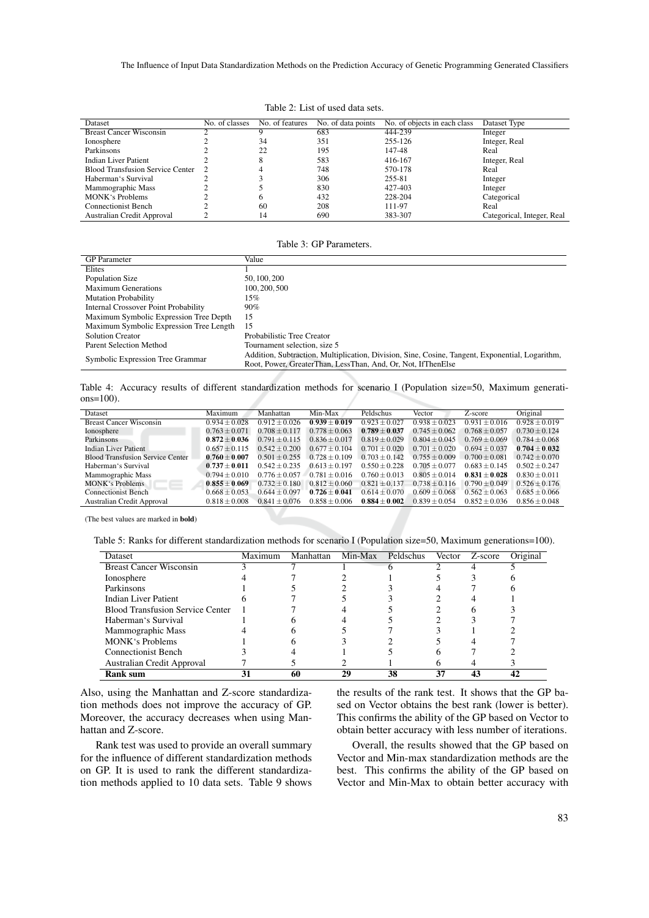Table 2: List of used data sets.

| Dataset | No. of classes | No. of features | No. of data points | No. of objects in each class | Dataset Type |
|---|---|---|---|---|---|
| Breast Cancer Wisconsin | 2 | 9 | 683 | 444-239 | Integer |
| Ionosphere | 2 | 34 | 351 | 255-126 | Integer, Real |
| Parkinsons | 2 | 22 | 195 | 147-48 | Real |
| Indian Liver Patient | 2 | 8 | 583 | 416-167 | Integer, Real |
| Blood Transfusion Service Center | 2 | 4 | 748 | 570-178 | Real |
| Haberman's Survival | 2 | 3 | 306 | 255-81 | Integer |
| Mammographic Mass | 2 | 5 | 830 | 427-403 | Integer |
| MONK's Problems | 2 | 6 | 432 | 228-204 | Categorical |
| Connectionist Bench | 2 | 60 | 208 | 111-97 | Real |
| Australian Credit Approval | 2 | 14 | 690 | 383-307 | Categorical, Integer, Real |

Table 3: GP Parameters.

| GP Parameter | Value |
|---|---|
| Elites | 1 |
| Population Size | 50, 100, 200 |
| Maximum Generations | 100, 200, 500 |
| Mutation Probability | 15% |
| Internal Crossover Point Probability | 90% |
| Maximum Symbolic Expression Tree Depth | 15 |
| Maximum Symbolic Expression Tree Length | 15 |
| Solution Creator | Probabilistic Tree Creator |
| Parent Selection Method | Tournament selection, size 5 |
| Symbolic Expression Tree Grammar | Addition, Subtraction, Multiplication, Division, Sine, Cosine, Tangent, Exponential, Logarithm, Root, Power, GreaterThan, LessThan, And, Or, Not, IfThenElse |

Table 4: Accuracy results of different standardization methods for scenario I (Population size=50, Maximum generations=100).

| Dataset | Maximum | Manhattan | Min-Max | Peldschus | Vector | Z-score | Original |
|---|---|---|---|---|---|---|---|
| Breast Cancer Wisconsin | $0.934 \pm 0.028$ | $0.912 \pm 0.026$ | $\mathbf{0.939 \pm 0.019}$ | $0.923 \pm 0.027$ | $0.938 \pm 0.023$ | $0.931 \pm 0.016$ | $0.928 \pm 0.019$ |
| Ionosphere | $0.763 \pm 0.071$ | $0.708 \pm 0.117$ | $0.778 \pm 0.063$ | $\mathbf{0.789 \pm 0.037}$ | $0.745 \pm 0.062$ | $0.768 \pm 0.057$ | $0.730 \pm 0.124$ |
| Parkinsons | $\mathbf{0.872 \pm 0.036}$ | $0.791 \pm 0.115$ | $0.836 \pm 0.017$ | $0.819 \pm 0.029$ | $0.804 \pm 0.045$ | $0.769 \pm 0.069$ | $0.784 \pm 0.068$ |
| Indian Liver Patient | $0.657 \pm 0.115$ | $0.542 \pm 0.200$ | $0.677 \pm 0.104$ | $0.701 \pm 0.020$ | $0.701 \pm 0.020$ | $0.694 \pm 0.037$ | $\mathbf{0.704 \pm 0.032}$ |
| Blood Transfusion Service Center | $\mathbf{0.760 \pm 0.007}$ | $0.501 \pm 0.255$ | $0.728 \pm 0.109$ | $0.703 \pm 0.142$ | $0.755 \pm 0.009$ | $0.700 \pm 0.081$ | $0.742 \pm 0.070$ |
| Haberman's Survival | $\mathbf{0.737 \pm 0.011}$ | $0.542 \pm 0.235$ | $0.613 \pm 0.197$ | $0.550 \pm 0.228$ | $0.705 \pm 0.077$ | $0.683 \pm 0.145$ | $0.502 \pm 0.247$ |
| Mammographic Mass | $0.794 \pm 0.010$ | $0.776 \pm 0.057$ | $0.781 \pm 0.016$ | $0.760 \pm 0.013$ | $0.805 \pm 0.014$ | $\mathbf{0.831 \pm 0.028}$ | $0.830 \pm 0.011$ |
| MONK's Problems | $\mathbf{0.855 \pm 0.069}$ | $0.732 \pm 0.180$ | $0.812 \pm 0.060$ | $0.821 \pm 0.137$ | $0.738 \pm 0.116$ | $0.790 \pm 0.049$ | $0.526 \pm 0.176$ |
| Connectionist Bench | $0.668 \pm 0.053$ | $0.644 \pm 0.097$ | $\mathbf{0.726 \pm 0.041}$ | $0.614 \pm 0.070$ | $0.609 \pm 0.068$ | $0.562 \pm 0.063$ | $0.685 \pm 0.066$ |
| Australian Credit Approval | $0.818 \pm 0.008$ | $0.841 \pm 0.076$ | $0.858 \pm 0.006$ | $\mathbf{0.884 \pm 0.002}$ | $0.839 \pm 0.054$ | $0.852 \pm 0.036$ | $0.856 \pm 0.048$ |

(The best values are marked in **bold**)

Table 5: Ranks for different standardization methods for scenario I (Population size=50, Maximum generations=100).

| Dataset | Maximum | Manhattan | Min-Max | Peldschus | Vector | Z-score | Original |
|---|---|---|---|---|---|---|---|
| Breast Cancer Wisconsin | 3 | 7 | 1 | 6 | 2 | 4 | 5 |
| Ionosphere | 4 | 7 | 2 | 1 | 5 | 3 | 6 |
| Parkinsons | 1 | 5 | 2 | 3 | 4 | 7 | 6 |
| Indian Liver Patient | 6 | 7 | 5 | 3 | 2 | 4 | 1 |
| Blood Transfusion Service Center | 1 | 7 | 4 | 5 | 2 | 6 | 3 |
| Haberman's Survival | 1 | 6 | 4 | 5 | 2 | 3 | 7 |
| Mammographic Mass | 4 | 6 | 5 | 7 | 3 | 1 | 2 |
| MONK's Problems | 1 | 6 | 3 | 2 | 5 | 4 | 7 |
| Connectionist Bench | 3 | 4 | 1 | 5 | 6 | 7 | 2 |
| Australian Credit Approval | 7 | 5 | 2 | 1 | 6 | 4 | 3 |
| **Rank sum** | **31** | **60** | **29** | **38** | **37** | **43** | **42** |

Also, using the Manhattan and Z-score standardization methods does not improve the accuracy of GP. Moreover, the accuracy decreases when using Manhattan and Z-score.

Rank test was used to provide an overall summary for the influence of different standardization methods on GP. It is used to rank the different standardization methods applied to 10 data sets. Table 9 shows the results of the rank test. It shows that the GP based on Vector obtains the best rank (lower is better). This confirms the ability of the GP based on Vector to obtain better accuracy with less number of iterations.

Overall, the results showed that the GP based on Vector and Min-max standardization methods are the best. This confirms the ability of the GP based on Vector and Min-Max to obtain better accuracy with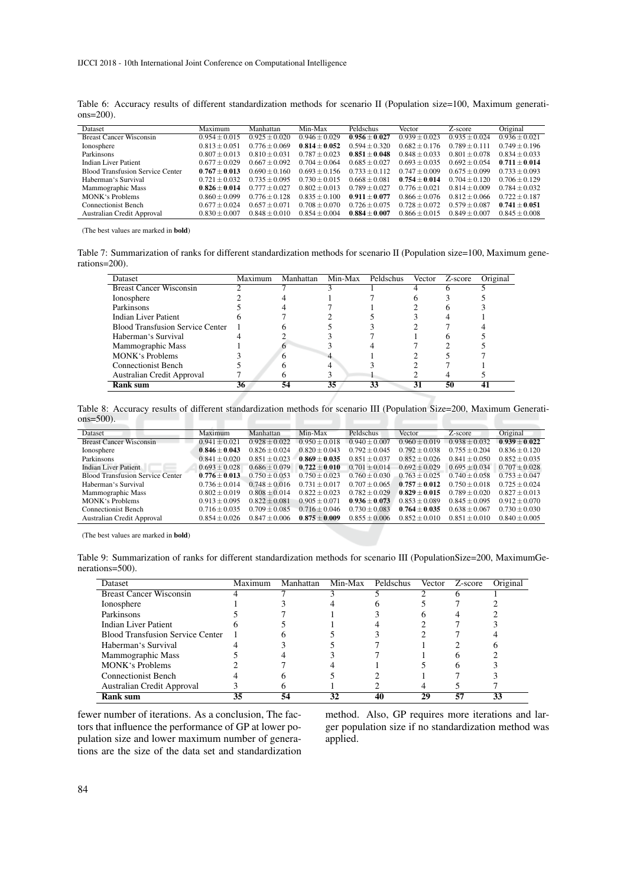Table 6: Accuracy results of different standardization methods for scenario II (Population size=100, Maximum generations=200).

| Dataset | Maximum | Manhattan | Min-Max | Peldschus | Vector | Z-score | Original |
|---|---|---|---|---|---|---|---|
| Breast Cancer Wisconsin | $0.954 \pm 0.015$ | $0.925 \pm 0.020$ | $0.946 \pm 0.029$ | $\mathbf{0.956 \pm 0.027}$ | $0.939 \pm 0.023$ | $0.935 \pm 0.024$ | $0.936 \pm 0.021$ |
| Ionosphere | $0.813 \pm 0.051$ | $0.776 \pm 0.069$ | $\mathbf{0.814 \pm 0.052}$ | $0.594 \pm 0.320$ | $0.682 \pm 0.176$ | $0.789 \pm 0.111$ | $0.749 \pm 0.196$ |
| Parkinsons | $0.807 \pm 0.013$ | $0.810 \pm 0.031$ | $0.787 \pm 0.023$ | $\mathbf{0.851 \pm 0.048}$ | $0.848 \pm 0.033$ | $0.801 \pm 0.078$ | $0.834 \pm 0.033$ |
| Indian Liver Patient | $0.677 \pm 0.029$ | $0.667 \pm 0.092$ | $0.704 \pm 0.064$ | $0.685 \pm 0.027$ | $0.693 \pm 0.035$ | $0.692 \pm 0.054$ | $\mathbf{0.711 \pm 0.014}$ |
| Blood Transfusion Service Center | $\mathbf{0.767 \pm 0.013}$ | $0.690 \pm 0.160$ | $0.693 \pm 0.156$ | $0.733 \pm 0.112$ | $0.747 \pm 0.009$ | $0.675 \pm 0.099$ | $0.733 \pm 0.093$ |
| Haberman's Survival | $0.721 \pm 0.032$ | $0.735 \pm 0.095$ | $0.730 \pm 0.015$ | $0.668 \pm 0.081$ | $\mathbf{0.754 \pm 0.014}$ | $0.704 \pm 0.120$ | $0.706 \pm 0.129$ |
| Mammographic Mass | $\mathbf{0.826 \pm 0.014}$ | $0.777 \pm 0.027$ | $0.802 \pm 0.013$ | $0.789 \pm 0.027$ | $0.776 \pm 0.021$ | $0.814 \pm 0.009$ | $0.784 \pm 0.032$ |
| MONK's Problems | $0.860 \pm 0.099$ | $0.776 \pm 0.128$ | $0.835 \pm 0.100$ | $\mathbf{0.911 \pm 0.077}$ | $0.866 \pm 0.076$ | $0.812 \pm 0.066$ | $0.722 \pm 0.187$ |
| Connectionist Bench | $0.677 \pm 0.024$ | $0.657 \pm 0.071$ | $0.708 \pm 0.070$ | $0.726 \pm 0.075$ | $0.728 \pm 0.072$ | $0.579 \pm 0.087$ | $\mathbf{0.741 \pm 0.051}$ |
| Australian Credit Approval | $0.830 \pm 0.007$ | $0.848 \pm 0.010$ | $0.854 \pm 0.004$ | $\mathbf{0.884 \pm 0.007}$ | $0.866 \pm 0.015$ | $0.849 \pm 0.007$ | $0.845 \pm 0.008$ |

(The best values are marked in **bold**)

Table 7: Summarization of ranks for different standardization methods for scenario II (Population size=100, Maximum generations=200).

| Dataset | Maximum | Manhattan | Min-Max | Peldschus | Vector | Z-score | Original |
|---|---|---|---|---|---|---|---|
| Breast Cancer Wisconsin | 2 | 7 | 3 | 1 | 4 | 6 | 5 |
| Ionosphere | 2 | 4 | 1 | 7 | 6 | 3 | 5 |
| Parkinsons | 5 | 4 | 7 | 1 | 2 | 6 | 3 |
| Indian Liver Patient | 6 | 7 | 2 | 5 | 3 | 4 | 1 |
| Blood Transfusion Service Center | 1 | 6 | 5 | 3 | 2 | 7 | 4 |
| Haberman's Survival | 4 | 2 | 3 | 7 | 1 | 6 | 5 |
| Mammographic Mass | 1 | 6 | 3 | 4 | 7 | 2 | 5 |
| MONK's Problems | 3 | 6 | 4 | 1 | 2 | 5 | 7 |
| Connectionist Bench | 5 | 6 | 4 | 3 | 2 | 7 | 1 |
| Australian Credit Approval | 7 | 6 | 3 | 1 | 2 | 4 | 5 |
| **Rank sum** | **36** | **54** | **35** | **33** | **31** | **50** | **41** |

Table 8: Accuracy results of different standardization methods for scenario III (Population Size=200, Maximum Generations=500).

| Dataset | Maximum | Manhattan | Min-Max | Peldschus | Vector | Z-score | Original |
|---|---|---|---|---|---|---|---|
| Breast Cancer Wisconsin | $0.941 \pm 0.021$ | $0.928 \pm 0.022$ | $0.950 \pm 0.018$ | $0.940 \pm 0.007$ | $0.960 \pm 0.019$ | $0.938 \pm 0.032$ | $\mathbf{0.939 \pm 0.022}$ |
| Ionosphere | $\mathbf{0.846 \pm 0.043}$ | $0.826 \pm 0.024$ | $0.820 \pm 0.013$ | $0.792 \pm 0.045$ | $0.792 \pm 0.038$ | $0.755 \pm 0.204$ | $0.836 \pm 0.120$ |
| Parkinsons | $0.841 \pm 0.020$ | $0.851 \pm 0.023$ | $\mathbf{0.869 \pm 0.035}$ | $0.851 \pm 0.037$ | $0.852 \pm 0.026$ | $0.841 \pm 0.050$ | $0.852 \pm 0.035$ |
| Indian Liver Patient | $0.693 \pm 0.028$ | $0.686 \pm 0.079$ | $\mathbf{0.722 \pm 0.010}$ | $0.701 \pm 0.014$ | $0.692 \pm 0.029$ | $0.695 \pm 0.034$ | $0.707 \pm 0.028$ |
| Blood Transfusion Service Center | $\mathbf{0.776 \pm 0.013}$ | $0.750 \pm 0.053$ | $0.750 \pm 0.023$ | $0.760 \pm 0.030$ | $0.763 \pm 0.025$ | $0.740 \pm 0.058$ | $0.753 \pm 0.047$ |
| Haberman's Survival | $0.736 \pm 0.014$ | $0.748 \pm 0.016$ | $0.731 \pm 0.017$ | $0.707 \pm 0.065$ | $\mathbf{0.757 \pm 0.012}$ | $0.750 \pm 0.018$ | $0.725 \pm 0.024$ |
| Mammographic Mass | $0.802 \pm 0.019$ | $0.808 \pm 0.014$ | $0.822 \pm 0.023$ | $0.782 \pm 0.029$ | $\mathbf{0.829 \pm 0.015}$ | $0.789 \pm 0.020$ | $0.827 \pm 0.013$ |
| MONK's Problems | $0.913 \pm 0.095$ | $0.822 \pm 0.081$ | $0.905 \pm 0.071$ | $\mathbf{0.936 \pm 0.073}$ | $0.853 \pm 0.089$ | $0.845 \pm 0.095$ | $0.912 \pm 0.070$ |
| Connectionist Bench | $0.716 \pm 0.035$ | $0.709 \pm 0.085$ | $0.716 \pm 0.046$ | $0.730 \pm 0.083$ | $\mathbf{0.764 \pm 0.035}$ | $0.638 \pm 0.067$ | $0.730 \pm 0.030$ |
| Australian Credit Approval | $0.854 \pm 0.026$ | $0.847 \pm 0.006$ | $\mathbf{0.875 \pm 0.009}$ | $0.855 \pm 0.006$ | $0.852 \pm 0.010$ | $0.851 \pm 0.010$ | $0.840 \pm 0.005$ |

(The best values are marked in **bold**)

Table 9: Summarization of ranks for different standardization methods for scenario III (PopulationSize=200, MaximumGenerations=500).

| Dataset | Maximum | Manhattan | Min-Max | Peldschus | Vector | Z-score | Original |
|---|---|---|---|---|---|---|---|
| Breast Cancer Wisconsin | 4 | 7 | 3 | 5 | 2 | 6 | 1 |
| Ionosphere | 1 | 3 | 4 | 6 | 5 | 7 | 2 |
| Parkinsons | 5 | 7 | 1 | 3 | 6 | 4 | 2 |
| Indian Liver Patient | 6 | 5 | 1 | 4 | 2 | 7 | 3 |
| Blood Transfusion Service Center | 1 | 6 | 5 | 3 | 2 | 7 | 4 |
| Haberman's Survival | 4 | 3 | 5 | 7 | 1 | 2 | 6 |
| Mammographic Mass | 5 | 4 | 3 | 7 | 1 | 6 | 2 |
| MONK's Problems | 2 | 7 | 4 | 1 | 5 | 6 | 3 |
| Connectionist Bench | 4 | 6 | 5 | 2 | 1 | 7 | 3 |
| Australian Credit Approval | 3 | 6 | 1 | 2 | 4 | 5 | 7 |
| **Rank sum** | **35** | **54** | **32** | **40** | **29** | **57** | **33** |

fewer number of iterations. As a conclusion, The factors that influence the performance of GP at lower population size and lower maximum number of generations are the size of the data set and standardization method. Also, GP requires more iterations and larger population size if no standardization method was applied.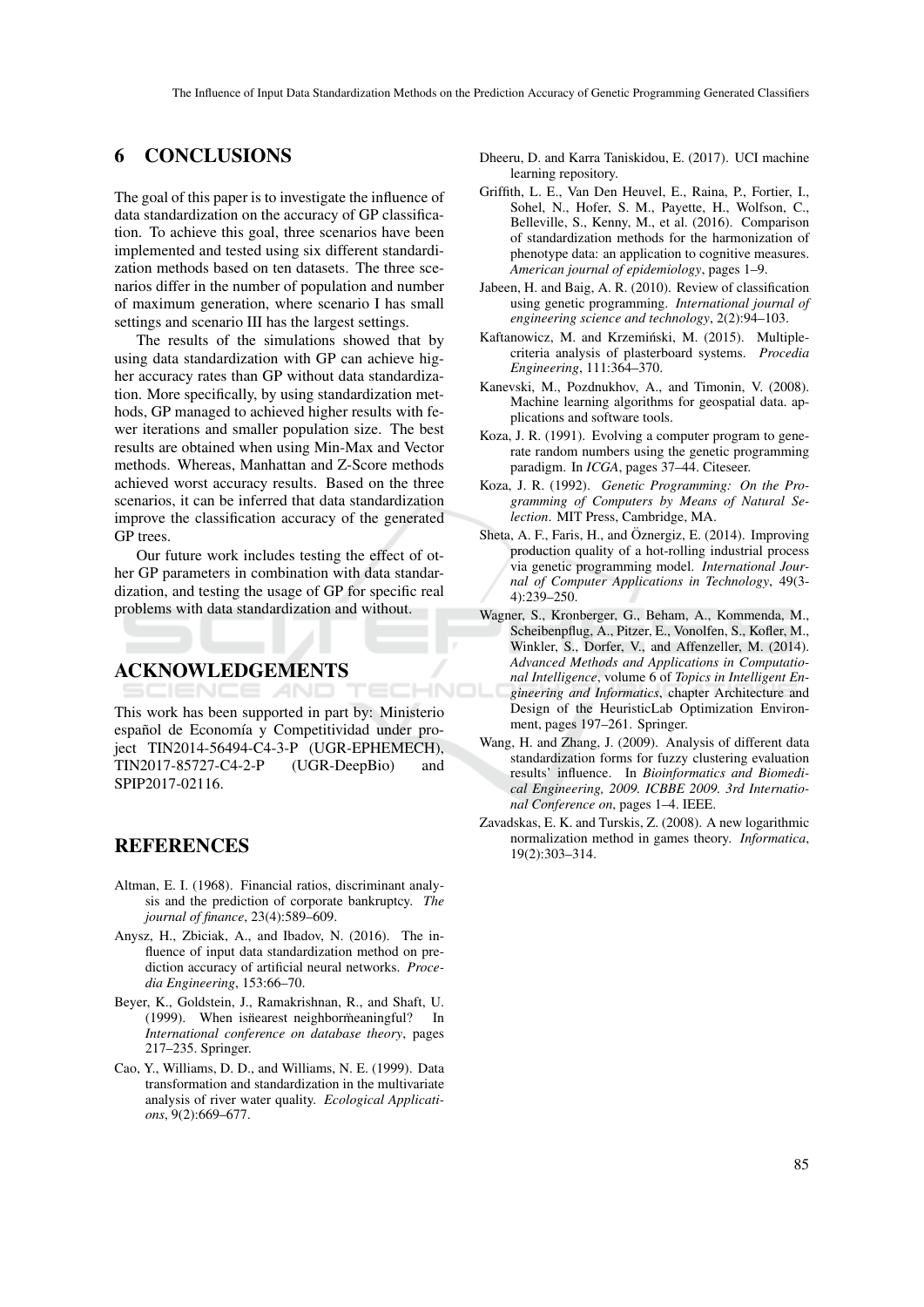## 6 CONCLUSIONS

The goal of this paper is to investigate the influence of data standardization on the accuracy of GP classification. To achieve this goal, three scenarios have been implemented and tested using six different standardization methods based on ten datasets. The three scenarios differ in the number of population and number of maximum generation, where scenario I has small settings and scenario III has the largest settings.

The results of the simulations showed that by using data standardization with GP can achieve higher accuracy rates than GP without data standardization. More specifically, by using standardization methods, GP managed to achieved higher results with fewer iterations and smaller population size. The best results are obtained when using Min-Max and Vector methods. Whereas, Manhattan and Z-Score methods achieved worst accuracy results. Based on the three scenarios, it can be inferred that data standardization improve the classification accuracy of the generated GP trees.

Our future work includes testing the effect of other GP parameters in combination with data standardization, and testing the usage of GP for specific real problems with data standardization and without.

## ACKNOWLEDGEMENTS

This work has been supported in part by: Ministerio español de Economía y Competitividad under project TIN2014-56494-C4-3-P (UGR-EPHEMECH), TIN2017-85727-C4-2-P (UGR-DeepBio) and SPIP2017-02116.

## REFERENCES

Altman, E. I. (1968). Financial ratios, discriminant analysis and the prediction of corporate bankruptcy. *The journal of finance*, 23(4):589–609.

Anysz, H., Zbiciak, A., and Ibadov, N. (2016). The influence of input data standardization method on prediction accuracy of artificial neural networks. *Procedia Engineering*, 153:66–70.

Beyer, K., Goldstein, J., Ramakrishnan, R., and Shaft, U. (1999). When isňearest neighborňeaningful? In *International conference on database theory*, pages 217–235. Springer.

Cao, Y., Williams, D. D., and Williams, N. E. (1999). Data transformation and standardization in the multivariate analysis of river water quality. *Ecological Applications*, 9(2):669–677.

Dheeru, D. and Karra Taniskidou, E. (2017). UCI machine learning repository.

Griffith, L. E., Van Den Heuvel, E., Raina, P., Fortier, I., Sohel, N., Hofer, S. M., Payette, H., Wolfson, C., Belleville, S., Kenny, M., et al. (2016). Comparison of standardization methods for the harmonization of phenotype data: an application to cognitive measures. *American journal of epidemiology*, pages 1–9.

Jabeen, H. and Baig, A. R. (2010). Review of classification using genetic programming. *International journal of engineering science and technology*, 2(2):94–103.

Kaftanowicz, M. and Krzemiński, M. (2015). Multiple-criteria analysis of plasterboard systems. *Procedia Engineering*, 111:364–370.

Kanevski, M., Pozdnukhov, A., and Timonin, V. (2008). Machine learning algorithms for geospatial data. applications and software tools.

Koza, J. R. (1991). Evolving a computer program to generate random numbers using the genetic programming paradigm. In *ICGA*, pages 37–44. Citeseer.

Koza, J. R. (1992). *Genetic Programming: On the Programming of Computers by Means of Natural Selection*. MIT Press, Cambridge, MA.

Sheta, A. F., Faris, H., and Öznergiz, E. (2014). Improving production quality of a hot-rolling industrial process via genetic programming model. *International Journal of Computer Applications in Technology*, 49(3-4):239–250.

Wagner, S., Kronberger, G., Beham, A., Kommenda, M., Scheibenpflug, A., Pitzer, E., Vonolfen, S., Kofler, M., Winkler, S., Dorfer, V., and Affenzeller, M. (2014). *Advanced Methods and Applications in Computational Intelligence*, volume 6 of *Topics in Intelligent Engineering and Informatics*, chapter Architecture and Design of the HeuristicLab Optimization Environment, pages 197–261. Springer.

Wang, H. and Zhang, J. (2009). Analysis of different data standardization forms for fuzzy clustering evaluation results' influence. In *Bioinformatics and Biomedical Engineering, 2009. ICBBE 2009. 3rd International Conference on*, pages 1–4. IEEE.

Zavadskas, E. K. and Turskis, Z. (2008). A new logarithmic normalization method in games theory. *Informatica*, 19(2):303–314.